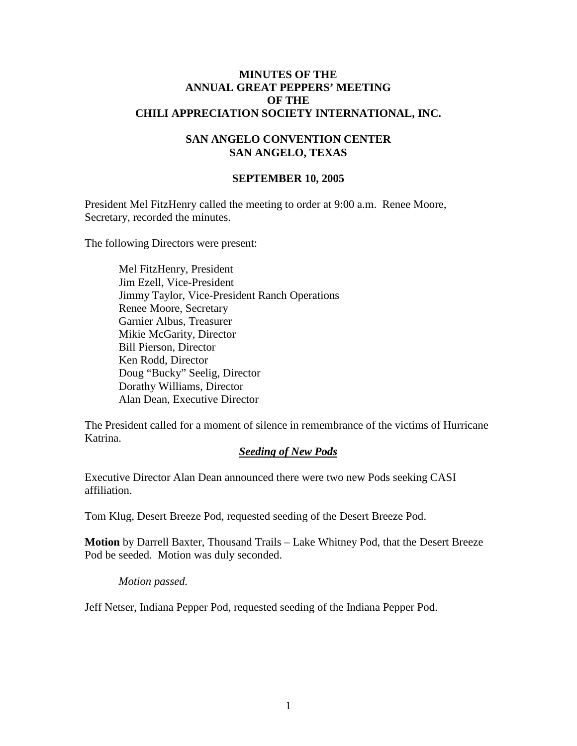# MINUTES OF THE ANNUAL GREAT PEPPERS' MEETING OF THE CHILI APPRECIATION SOCIETY INTERNATIONAL, INC.

## SAN ANGELO CONVENTION CENTER SAN ANGELO, TEXAS

### SEPTEMBER 10, 2005

President Mel FitzHenry called the meeting to order at 9:00 a.m. Renee Moore, Secretary, recorded the minutes.

The following Directors were present:

> Mel FitzHenry, President
> Jim Ezell, Vice-President
> Jimmy Taylor, Vice-President Ranch Operations
> Renee Moore, Secretary
> Garnier Albus, Treasurer
> Mikie McGarity, Director
> Bill Pierson, Director
> Ken Rodd, Director
> Doug "Bucky" Seelig, Director
> Dorathy Williams, Director
> Alan Dean, Executive Director

The President called for a moment of silence in remembrance of the victims of Hurricane Katrina.

***Seeding of New Pods***

Executive Director Alan Dean announced there were two new Pods seeking CASI affiliation.

Tom Klug, Desert Breeze Pod, requested seeding of the Desert Breeze Pod.

**Motion** by Darrell Baxter, Thousand Trails – Lake Whitney Pod, that the Desert Breeze Pod be seeded. Motion was duly seconded.

> *Motion passed.*

Jeff Netser, Indiana Pepper Pod, requested seeding of the Indiana Pepper Pod.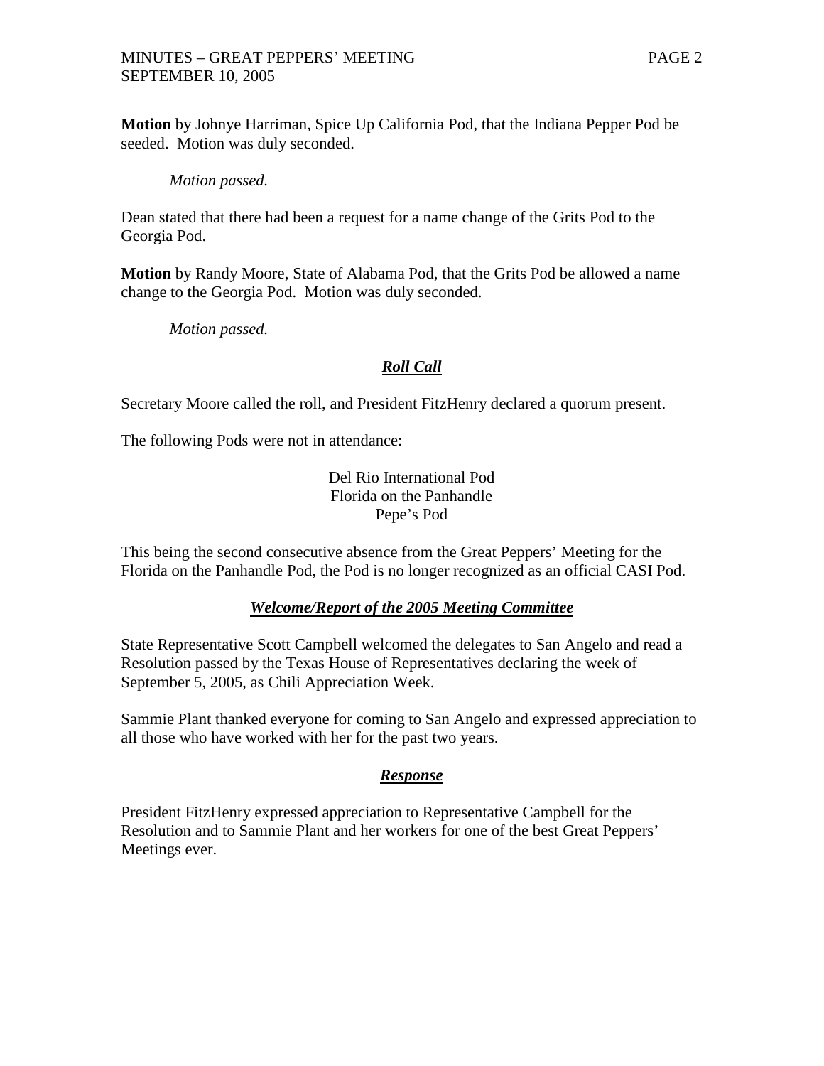**Motion** by Johnye Harriman, Spice Up California Pod, that the Indiana Pepper Pod be seeded. Motion was duly seconded.

*Motion passed.*

Dean stated that there had been a request for a name change of the Grits Pod to the Georgia Pod.

**Motion** by Randy Moore, State of Alabama Pod, that the Grits Pod be allowed a name change to the Georgia Pod. Motion was duly seconded.

*Motion passed.*

## ***Roll Call***

Secretary Moore called the roll, and President FitzHenry declared a quorum present.

The following Pods were not in attendance:

Del Rio International Pod
Florida on the Panhandle
Pepe's Pod

This being the second consecutive absence from the Great Peppers' Meeting for the Florida on the Panhandle Pod, the Pod is no longer recognized as an official CASI Pod.

## ***Welcome/Report of the 2005 Meeting Committee***

State Representative Scott Campbell welcomed the delegates to San Angelo and read a Resolution passed by the Texas House of Representatives declaring the week of September 5, 2005, as Chili Appreciation Week.

Sammie Plant thanked everyone for coming to San Angelo and expressed appreciation to all those who have worked with her for the past two years.

## ***Response***

President FitzHenry expressed appreciation to Representative Campbell for the Resolution and to Sammie Plant and her workers for one of the best Great Peppers' Meetings ever.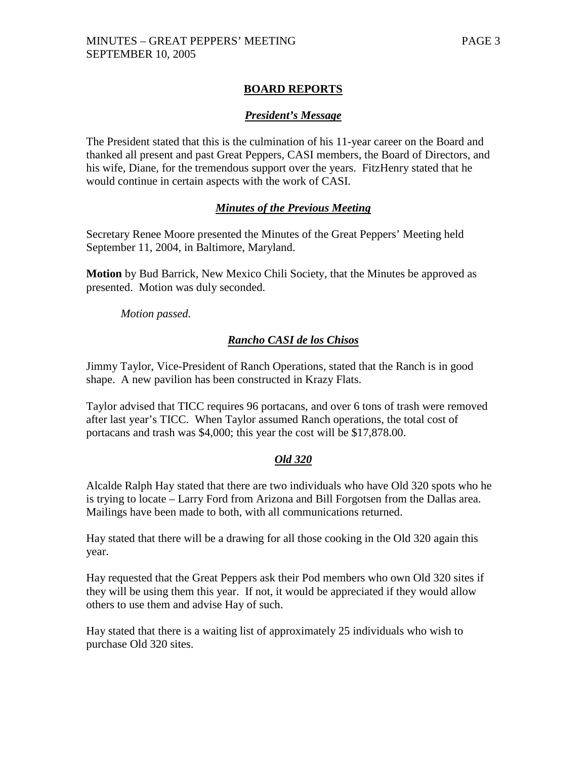## BOARD REPORTS

### *President's Message*

The President stated that this is the culmination of his 11-year career on the Board and thanked all present and past Great Peppers, CASI members, the Board of Directors, and his wife, Diane, for the tremendous support over the years. FitzHenry stated that he would continue in certain aspects with the work of CASI.

### *Minutes of the Previous Meeting*

Secretary Renee Moore presented the Minutes of the Great Peppers' Meeting held September 11, 2004, in Baltimore, Maryland.

**Motion** by Bud Barrick, New Mexico Chili Society, that the Minutes be approved as presented. Motion was duly seconded.

*Motion passed.*

### *Rancho CASI de los Chisos*

Jimmy Taylor, Vice-President of Ranch Operations, stated that the Ranch is in good shape. A new pavilion has been constructed in Krazy Flats.

Taylor advised that TICC requires 96 portacans, and over 6 tons of trash were removed after last year's TICC. When Taylor assumed Ranch operations, the total cost of portacans and trash was $4,000; this year the cost will be $17,878.00.

### *Old 320*

Alcalde Ralph Hay stated that there are two individuals who have Old 320 spots who he is trying to locate – Larry Ford from Arizona and Bill Forgotsen from the Dallas area. Mailings have been made to both, with all communications returned.

Hay stated that there will be a drawing for all those cooking in the Old 320 again this year.

Hay requested that the Great Peppers ask their Pod members who own Old 320 sites if they will be using them this year. If not, it would be appreciated if they would allow others to use them and advise Hay of such.

Hay stated that there is a waiting list of approximately 25 individuals who wish to purchase Old 320 sites.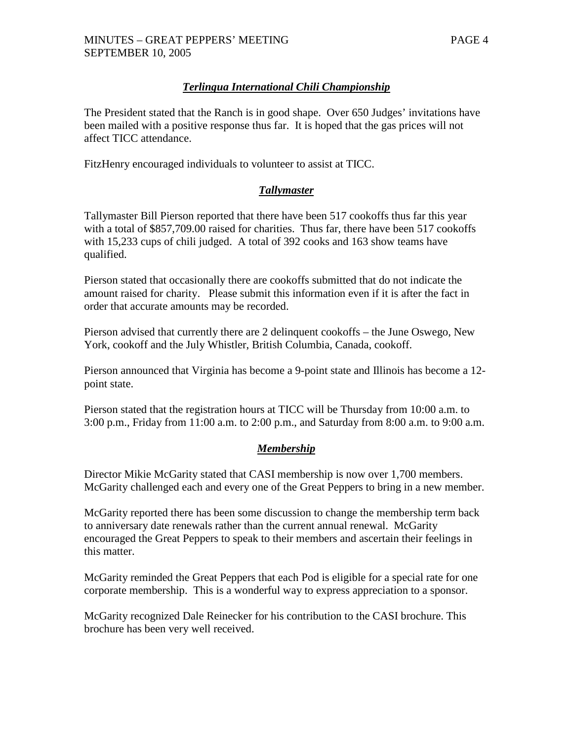### ***Terlingua International Chili Championship***

The President stated that the Ranch is in good shape. Over 650 Judges' invitations have been mailed with a positive response thus far. It is hoped that the gas prices will not affect TICC attendance.

FitzHenry encouraged individuals to volunteer to assist at TICC.

### ***Tallymaster***

Tallymaster Bill Pierson reported that there have been 517 cookoffs thus far this year with a total of $857,709.00 raised for charities. Thus far, there have been 517 cookoffs with 15,233 cups of chili judged. A total of 392 cooks and 163 show teams have qualified.

Pierson stated that occasionally there are cookoffs submitted that do not indicate the amount raised for charity. Please submit this information even if it is after the fact in order that accurate amounts may be recorded.

Pierson advised that currently there are 2 delinquent cookoffs – the June Oswego, New York, cookoff and the July Whistler, British Columbia, Canada, cookoff.

Pierson announced that Virginia has become a 9-point state and Illinois has become a 12-point state.

Pierson stated that the registration hours at TICC will be Thursday from 10:00 a.m. to 3:00 p.m., Friday from 11:00 a.m. to 2:00 p.m., and Saturday from 8:00 a.m. to 9:00 a.m.

### ***Membership***

Director Mikie McGarity stated that CASI membership is now over 1,700 members. McGarity challenged each and every one of the Great Peppers to bring in a new member.

McGarity reported there has been some discussion to change the membership term back to anniversary date renewals rather than the current annual renewal. McGarity encouraged the Great Peppers to speak to their members and ascertain their feelings in this matter.

McGarity reminded the Great Peppers that each Pod is eligible for a special rate for one corporate membership. This is a wonderful way to express appreciation to a sponsor.

McGarity recognized Dale Reinecker for his contribution to the CASI brochure. This brochure has been very well received.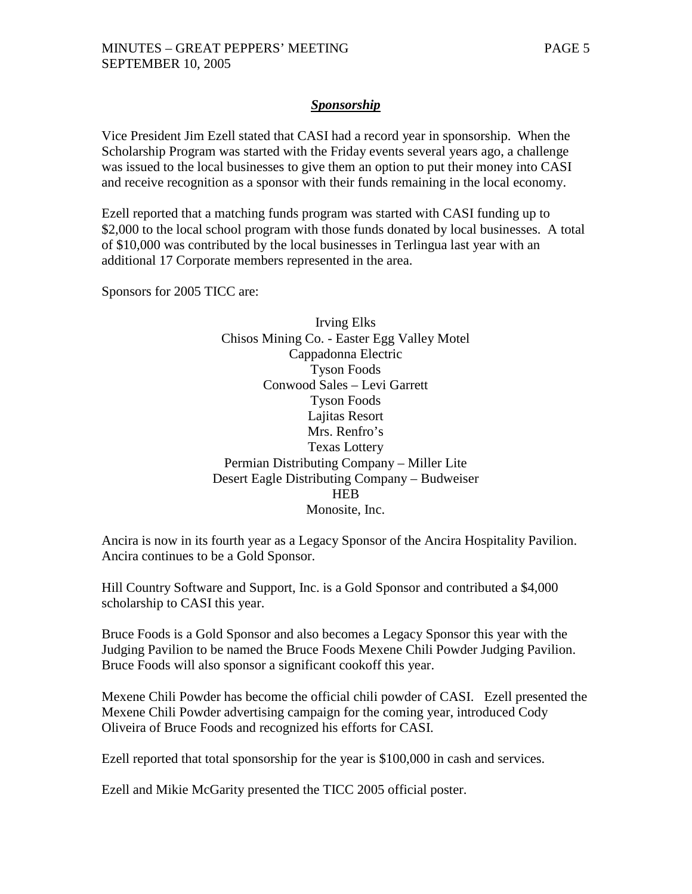## ***Sponsorship***

Vice President Jim Ezell stated that CASI had a record year in sponsorship. When the Scholarship Program was started with the Friday events several years ago, a challenge was issued to the local businesses to give them an option to put their money into CASI and receive recognition as a sponsor with their funds remaining in the local economy.

Ezell reported that a matching funds program was started with CASI funding up to $2,000 to the local school program with those funds donated by local businesses. A total of $10,000 was contributed by the local businesses in Terlingua last year with an additional 17 Corporate members represented in the area.

Sponsors for 2005 TICC are:

Irving Elks
Chisos Mining Co. - Easter Egg Valley Motel
Cappadonna Electric
Tyson Foods
Conwood Sales – Levi Garrett
Tyson Foods
Lajitas Resort
Mrs. Renfro's
Texas Lottery
Permian Distributing Company – Miller Lite
Desert Eagle Distributing Company – Budweiser
HEB
Monosite, Inc.

Ancira is now in its fourth year as a Legacy Sponsor of the Ancira Hospitality Pavilion. Ancira continues to be a Gold Sponsor.

Hill Country Software and Support, Inc. is a Gold Sponsor and contributed a $4,000 scholarship to CASI this year.

Bruce Foods is a Gold Sponsor and also becomes a Legacy Sponsor this year with the Judging Pavilion to be named the Bruce Foods Mexene Chili Powder Judging Pavilion. Bruce Foods will also sponsor a significant cookoff this year.

Mexene Chili Powder has become the official chili powder of CASI. Ezell presented the Mexene Chili Powder advertising campaign for the coming year, introduced Cody Oliveira of Bruce Foods and recognized his efforts for CASI.

Ezell reported that total sponsorship for the year is $100,000 in cash and services.

Ezell and Mikie McGarity presented the TICC 2005 official poster.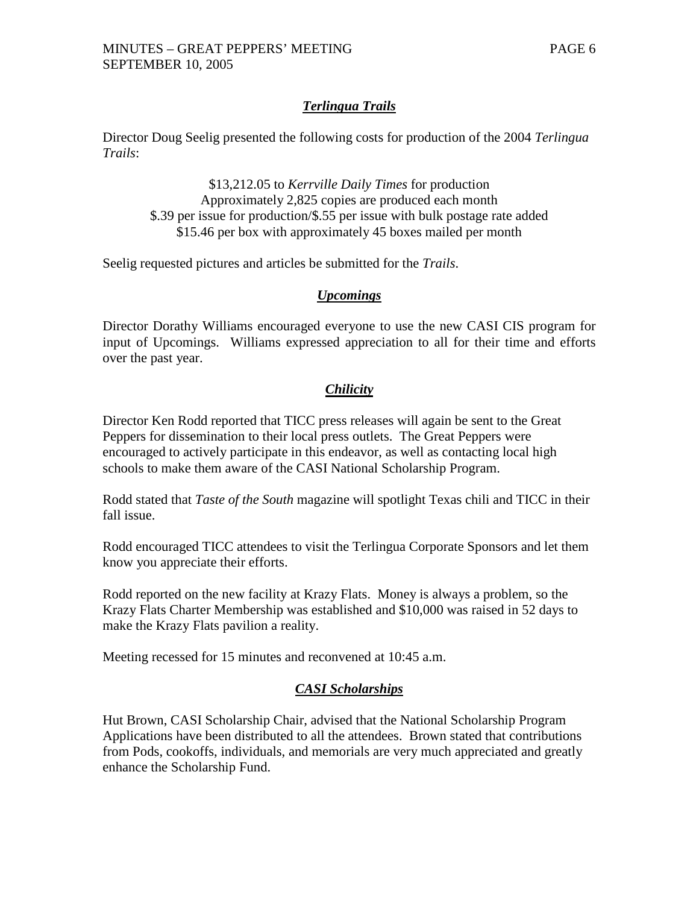## ***Terlingua Trails***

Director Doug Seelig presented the following costs for production of the 2004 *Terlingua Trails*:

$13,212.05 to *Kerrville Daily Times* for production
Approximately 2,825 copies are produced each month
$.39 per issue for production/$.55 per issue with bulk postage rate added
$15.46 per box with approximately 45 boxes mailed per month

Seelig requested pictures and articles be submitted for the *Trails*.

## ***Upcomings***

Director Dorothy Williams encouraged everyone to use the new CASI CIS program for input of Upcomings. Williams expressed appreciation to all for their time and efforts over the past year.

## ***Chilicity***

Director Ken Rodd reported that TICC press releases will again be sent to the Great Peppers for dissemination to their local press outlets. The Great Peppers were encouraged to actively participate in this endeavor, as well as contacting local high schools to make them aware of the CASI National Scholarship Program.

Rodd stated that *Taste of the South* magazine will spotlight Texas chili and TICC in their fall issue.

Rodd encouraged TICC attendees to visit the Terlingua Corporate Sponsors and let them know you appreciate their efforts.

Rodd reported on the new facility at Krazy Flats. Money is always a problem, so the Krazy Flats Charter Membership was established and $10,000 was raised in 52 days to make the Krazy Flats pavilion a reality.

Meeting recessed for 15 minutes and reconvened at 10:45 a.m.

## ***CASI Scholarships***

Hut Brown, CASI Scholarship Chair, advised that the National Scholarship Program Applications have been distributed to all the attendees. Brown stated that contributions from Pods, cookoffs, individuals, and memorials are very much appreciated and greatly enhance the Scholarship Fund.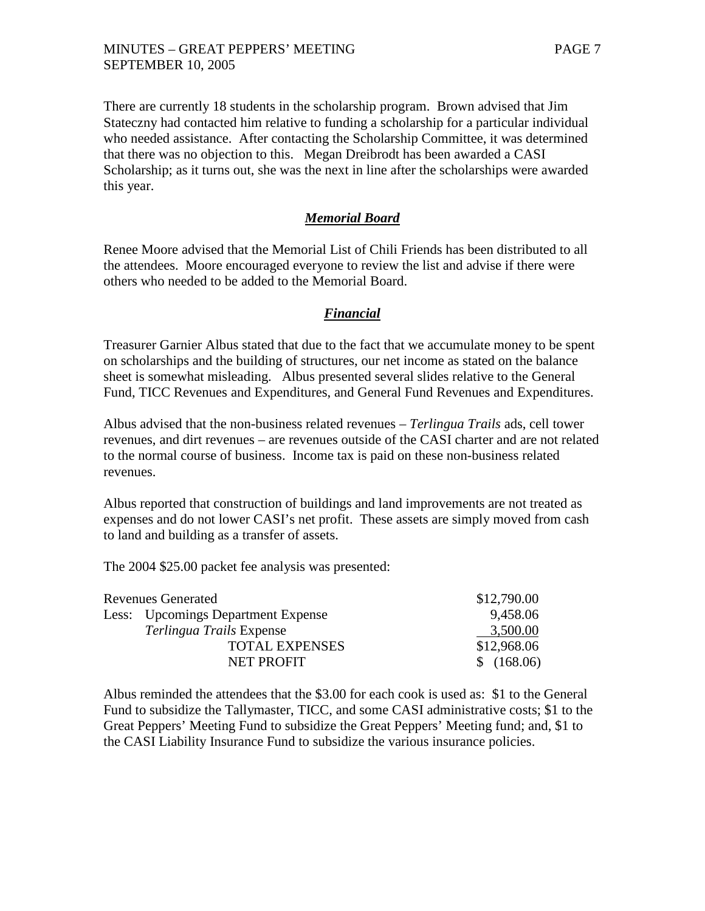There are currently 18 students in the scholarship program. Brown advised that Jim Stateczny had contacted him relative to funding a scholarship for a particular individual who needed assistance. After contacting the Scholarship Committee, it was determined that there was no objection to this. Megan Dreibrodt has been awarded a CASI Scholarship; as it turns out, she was the next in line after the scholarships were awarded this year.

## ***Memorial Board***

Renee Moore advised that the Memorial List of Chili Friends has been distributed to all the attendees. Moore encouraged everyone to review the list and advise if there were others who needed to be added to the Memorial Board.

## ***Financial***

Treasurer Garnier Albus stated that due to the fact that we accumulate money to be spent on scholarships and the building of structures, our net income as stated on the balance sheet is somewhat misleading. Albus presented several slides relative to the General Fund, TICC Revenues and Expenditures, and General Fund Revenues and Expenditures.

Albus advised that the non-business related revenues – *Terlingua Trails* ads, cell tower revenues, and dirt revenues – are revenues outside of the CASI charter and are not related to the normal course of business. Income tax is paid on these non-business related revenues.

Albus reported that construction of buildings and land improvements are not treated as expenses and do not lower CASI's net profit. These assets are simply moved from cash to land and building as a transfer of assets.

The 2004 $25.00 packet fee analysis was presented:

| | |
|---|---|
| Revenues Generated | $12,790.00 |
| Less: Upcomings Department Expense | 9,458.06 |
| *Terlingua Trails* Expense | 3,500.00 |
| TOTAL EXPENSES | $12,968.06 |
| NET PROFIT | $ (168.06) |

Albus reminded the attendees that the $3.00 for each cook is used as: $1 to the General Fund to subsidize the Tallymaster, TICC, and some CASI administrative costs; $1 to the Great Peppers' Meeting Fund to subsidize the Great Peppers' Meeting fund; and, $1 to the CASI Liability Insurance Fund to subsidize the various insurance policies.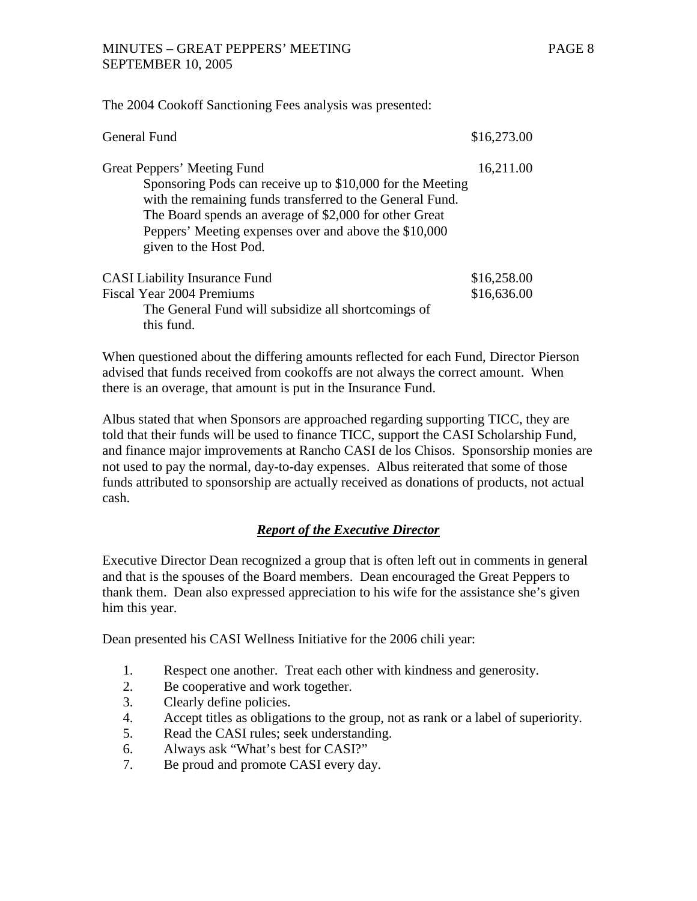The 2004 Cookoff Sanctioning Fees analysis was presented:

| | |
|---|---|
| General Fund | $16,273.00 |
| Great Peppers' Meeting Fund<br>Sponsoring Pods can receive up to $10,000 for the Meeting with the remaining funds transferred to the General Fund. The Board spends an average of $2,000 for other Great Peppers' Meeting expenses over and above the $10,000 given to the Host Pod. | 16,211.00 |
| CASI Liability Insurance Fund | $16,258.00 |
| Fiscal Year 2004 Premiums<br>The General Fund will subsidize all shortcomings of this fund. | $16,636.00 |

When questioned about the differing amounts reflected for each Fund, Director Pierson advised that funds received from cookoffs are not always the correct amount. When there is an overage, that amount is put in the Insurance Fund.

Albus stated that when Sponsors are approached regarding supporting TICC, they are told that their funds will be used to finance TICC, support the CASI Scholarship Fund, and finance major improvements at Rancho CASI de los Chisos. Sponsorship monies are not used to pay the normal, day-to-day expenses. Albus reiterated that some of those funds attributed to sponsorship are actually received as donations of products, not actual cash.

## ***Report of the Executive Director***

Executive Director Dean recognized a group that is often left out in comments in general and that is the spouses of the Board members. Dean encouraged the Great Peppers to thank them. Dean also expressed appreciation to his wife for the assistance she's given him this year.

Dean presented his CASI Wellness Initiative for the 2006 chili year:

1. Respect one another. Treat each other with kindness and generosity.
2. Be cooperative and work together.
3. Clearly define policies.
4. Accept titles as obligations to the group, not as rank or a label of superiority.
5. Read the CASI rules; seek understanding.
6. Always ask "What's best for CASI?"
7. Be proud and promote CASI every day.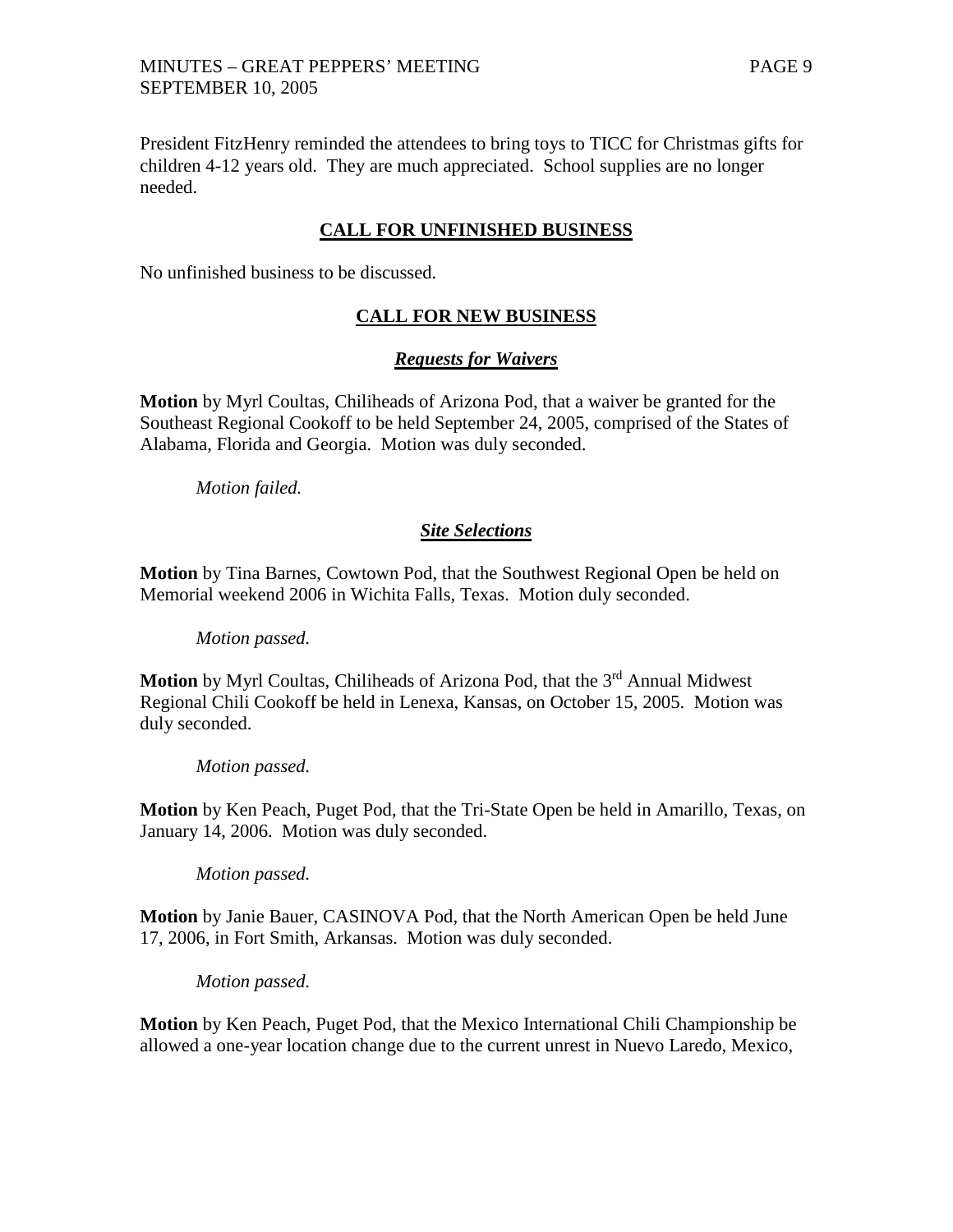President FitzHenry reminded the attendees to bring toys to TICC for Christmas gifts for children 4-12 years old. They are much appreciated. School supplies are no longer needed.

## CALL FOR UNFINISHED BUSINESS

No unfinished business to be discussed.

## CALL FOR NEW BUSINESS

### *Requests for Waivers*

**Motion** by Myrl Coultas, Chiliheads of Arizona Pod, that a waiver be granted for the Southeast Regional Cookoff to be held September 24, 2005, comprised of the States of Alabama, Florida and Georgia. Motion was duly seconded.

*Motion failed.*

### *Site Selections*

**Motion** by Tina Barnes, Cowtown Pod, that the Southwest Regional Open be held on Memorial weekend 2006 in Wichita Falls, Texas. Motion duly seconded.

*Motion passed.*

**Motion** by Myrl Coultas, Chiliheads of Arizona Pod, that the 3rd Annual Midwest Regional Chili Cookoff be held in Lenexa, Kansas, on October 15, 2005. Motion was duly seconded.

*Motion passed.*

**Motion** by Ken Peach, Puget Pod, that the Tri-State Open be held in Amarillo, Texas, on January 14, 2006. Motion was duly seconded.

*Motion passed.*

**Motion** by Janie Bauer, CASINOVA Pod, that the North American Open be held June 17, 2006, in Fort Smith, Arkansas. Motion was duly seconded.

*Motion passed.*

**Motion** by Ken Peach, Puget Pod, that the Mexico International Chili Championship be allowed a one-year location change due to the current unrest in Nuevo Laredo, Mexico,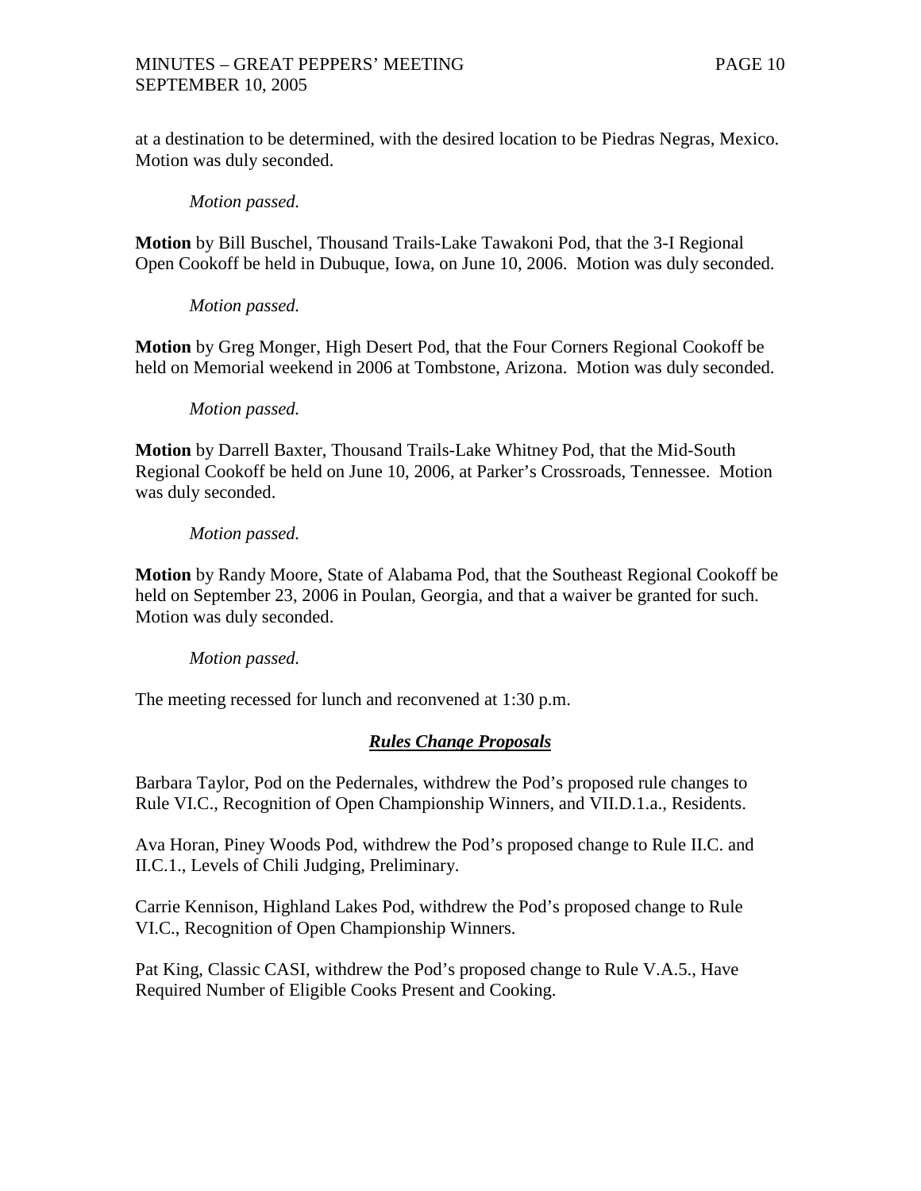at a destination to be determined, with the desired location to be Piedras Negras, Mexico. Motion was duly seconded.

*Motion passed.*

**Motion** by Bill Buschel, Thousand Trails-Lake Tawakoni Pod, that the 3-I Regional Open Cookoff be held in Dubuque, Iowa, on June 10, 2006. Motion was duly seconded.

*Motion passed.*

**Motion** by Greg Monger, High Desert Pod, that the Four Corners Regional Cookoff be held on Memorial weekend in 2006 at Tombstone, Arizona. Motion was duly seconded.

*Motion passed.*

**Motion** by Darrell Baxter, Thousand Trails-Lake Whitney Pod, that the Mid-South Regional Cookoff be held on June 10, 2006, at Parker's Crossroads, Tennessee. Motion was duly seconded.

*Motion passed.*

**Motion** by Randy Moore, State of Alabama Pod, that the Southeast Regional Cookoff be held on September 23, 2006 in Poulan, Georgia, and that a waiver be granted for such. Motion was duly seconded.

*Motion passed.*

The meeting recessed for lunch and reconvened at 1:30 p.m.

## ***Rules Change Proposals***

Barbara Taylor, Pod on the Pedernales, withdrew the Pod's proposed rule changes to Rule VI.C., Recognition of Open Championship Winners, and VII.D.1.a., Residents.

Ava Horan, Piney Woods Pod, withdrew the Pod's proposed change to Rule II.C. and II.C.1., Levels of Chili Judging, Preliminary.

Carrie Kennison, Highland Lakes Pod, withdrew the Pod's proposed change to Rule VI.C., Recognition of Open Championship Winners.

Pat King, Classic CASI, withdrew the Pod's proposed change to Rule V.A.5., Have Required Number of Eligible Cooks Present and Cooking.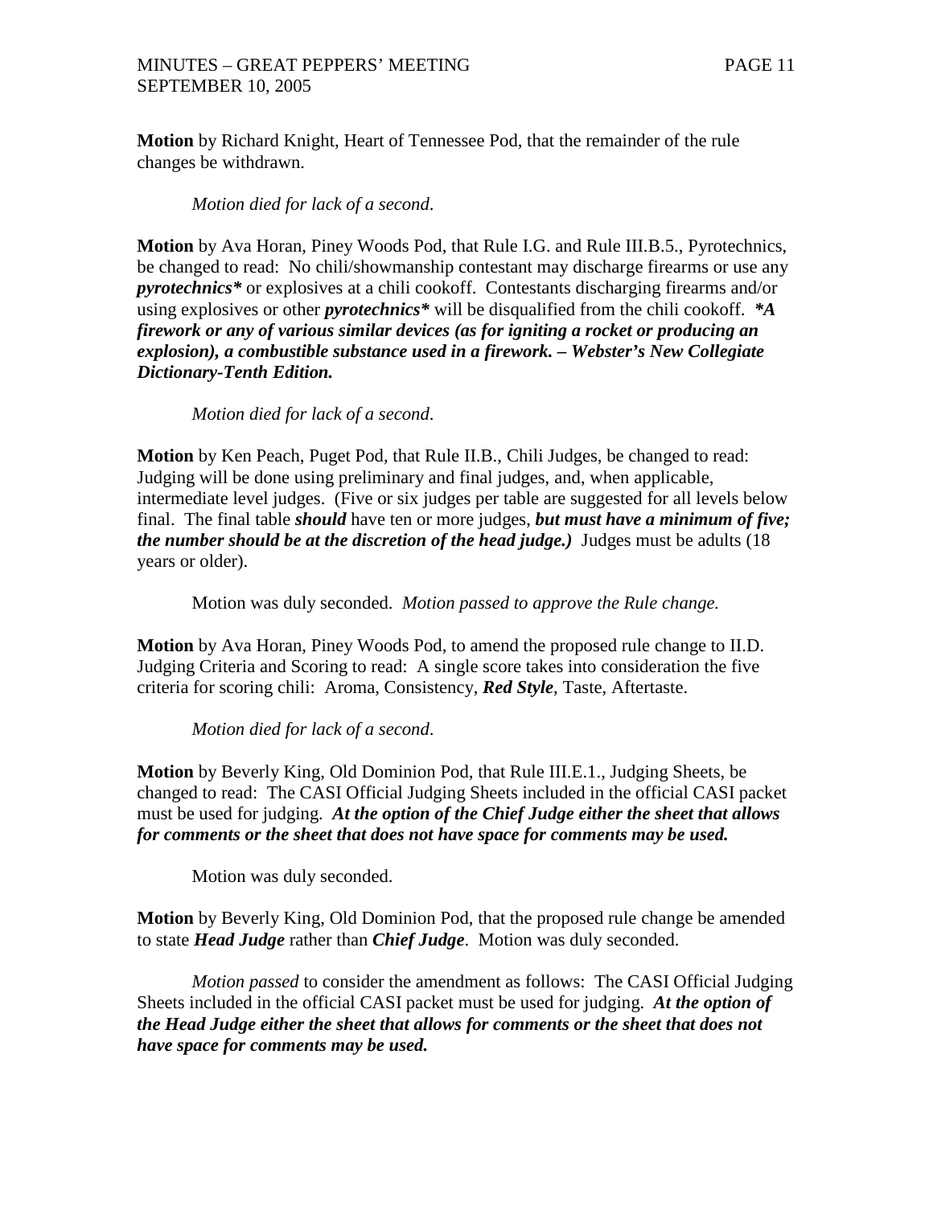**Motion** by Richard Knight, Heart of Tennessee Pod, that the remainder of the rule changes be withdrawn.

*Motion died for lack of a second*.

**Motion** by Ava Horan, Piney Woods Pod, that Rule I.G. and Rule III.B.5., Pyrotechnics, be changed to read: No chili/showmanship contestant may discharge firearms or use any ***pyrotechnics**** or explosives at a chili cookoff. Contestants discharging firearms and/or using explosives or other ***pyrotechnics**** will be disqualified from the chili cookoff. ***\*A firework or any of various similar devices (as for igniting a rocket or producing an explosion), a combustible substance used in a firework. – Webster's New Collegiate Dictionary-Tenth Edition.***

*Motion died for lack of a second*.

**Motion** by Ken Peach, Puget Pod, that Rule II.B., Chili Judges, be changed to read: Judging will be done using preliminary and final judges, and, when applicable, intermediate level judges. (Five or six judges per table are suggested for all levels below final. The final table ***should*** have ten or more judges, ***but must have a minimum of five; the number should be at the discretion of the head judge.)*** Judges must be adults (18 years or older).

Motion was duly seconded. *Motion passed to approve the Rule change.*

**Motion** by Ava Horan, Piney Woods Pod, to amend the proposed rule change to II.D. Judging Criteria and Scoring to read: A single score takes into consideration the five criteria for scoring chili: Aroma, Consistency, ***Red Style***, Taste, Aftertaste.

*Motion died for lack of a second*.

**Motion** by Beverly King, Old Dominion Pod, that Rule III.E.1., Judging Sheets, be changed to read: The CASI Official Judging Sheets included in the official CASI packet must be used for judging. ***At the option of the Chief Judge either the sheet that allows for comments or the sheet that does not have space for comments may be used.***

Motion was duly seconded.

**Motion** by Beverly King, Old Dominion Pod, that the proposed rule change be amended to state ***Head Judge*** rather than ***Chief Judge***. Motion was duly seconded.

*Motion passed* to consider the amendment as follows: The CASI Official Judging Sheets included in the official CASI packet must be used for judging. ***At the option of the Head Judge either the sheet that allows for comments or the sheet that does not have space for comments may be used.***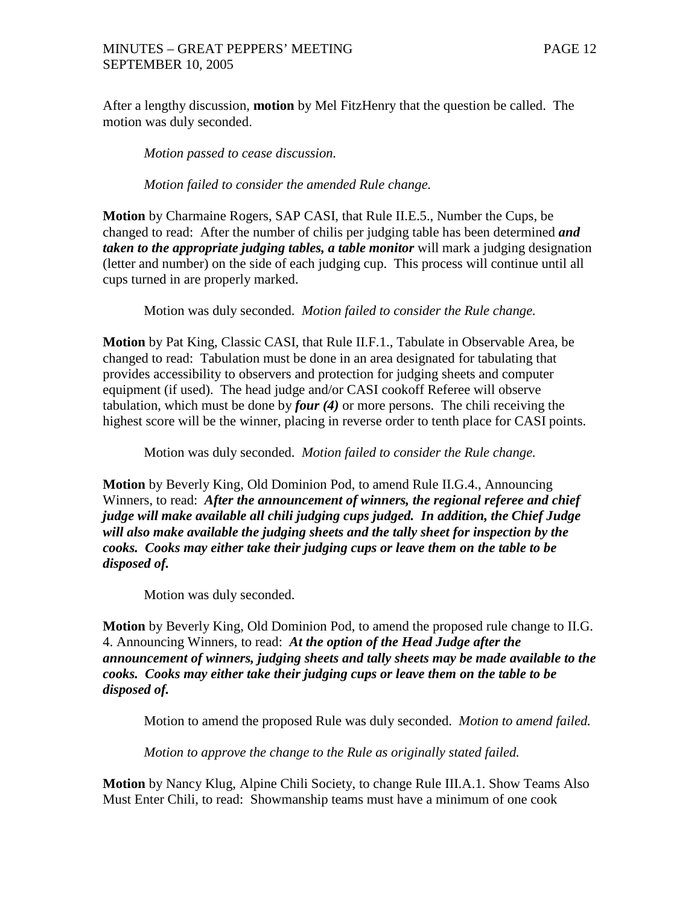After a lengthy discussion, **motion** by Mel FitzHenry that the question be called. The motion was duly seconded.

*Motion passed to cease discussion.*

*Motion failed to consider the amended Rule change.*

**Motion** by Charmaine Rogers, SAP CASI, that Rule II.E.5., Number the Cups, be changed to read: After the number of chilis per judging table has been determined ***and taken to the appropriate judging tables, a table monitor*** will mark a judging designation (letter and number) on the side of each judging cup. This process will continue until all cups turned in are properly marked.

Motion was duly seconded. *Motion failed to consider the Rule change.*

**Motion** by Pat King, Classic CASI, that Rule II.F.1., Tabulate in Observable Area, be changed to read: Tabulation must be done in an area designated for tabulating that provides accessibility to observers and protection for judging sheets and computer equipment (if used). The head judge and/or CASI cookoff Referee will observe tabulation, which must be done by ***four (4)*** or more persons. The chili receiving the highest score will be the winner, placing in reverse order to tenth place for CASI points.

Motion was duly seconded. *Motion failed to consider the Rule change.*

**Motion** by Beverly King, Old Dominion Pod, to amend Rule II.G.4., Announcing Winners, to read: ***After the announcement of winners, the regional referee and chief judge will make available all chili judging cups judged. In addition, the Chief Judge will also make available the judging sheets and the tally sheet for inspection by the cooks. Cooks may either take their judging cups or leave them on the table to be disposed of.***

Motion was duly seconded.

**Motion** by Beverly King, Old Dominion Pod, to amend the proposed rule change to II.G. 4. Announcing Winners, to read: ***At the option of the Head Judge after the announcement of winners, judging sheets and tally sheets may be made available to the cooks. Cooks may either take their judging cups or leave them on the table to be disposed of.***

Motion to amend the proposed Rule was duly seconded. *Motion to amend failed.*

*Motion to approve the change to the Rule as originally stated failed.*

**Motion** by Nancy Klug, Alpine Chili Society, to change Rule III.A.1. Show Teams Also Must Enter Chili, to read: Showmanship teams must have a minimum of one cook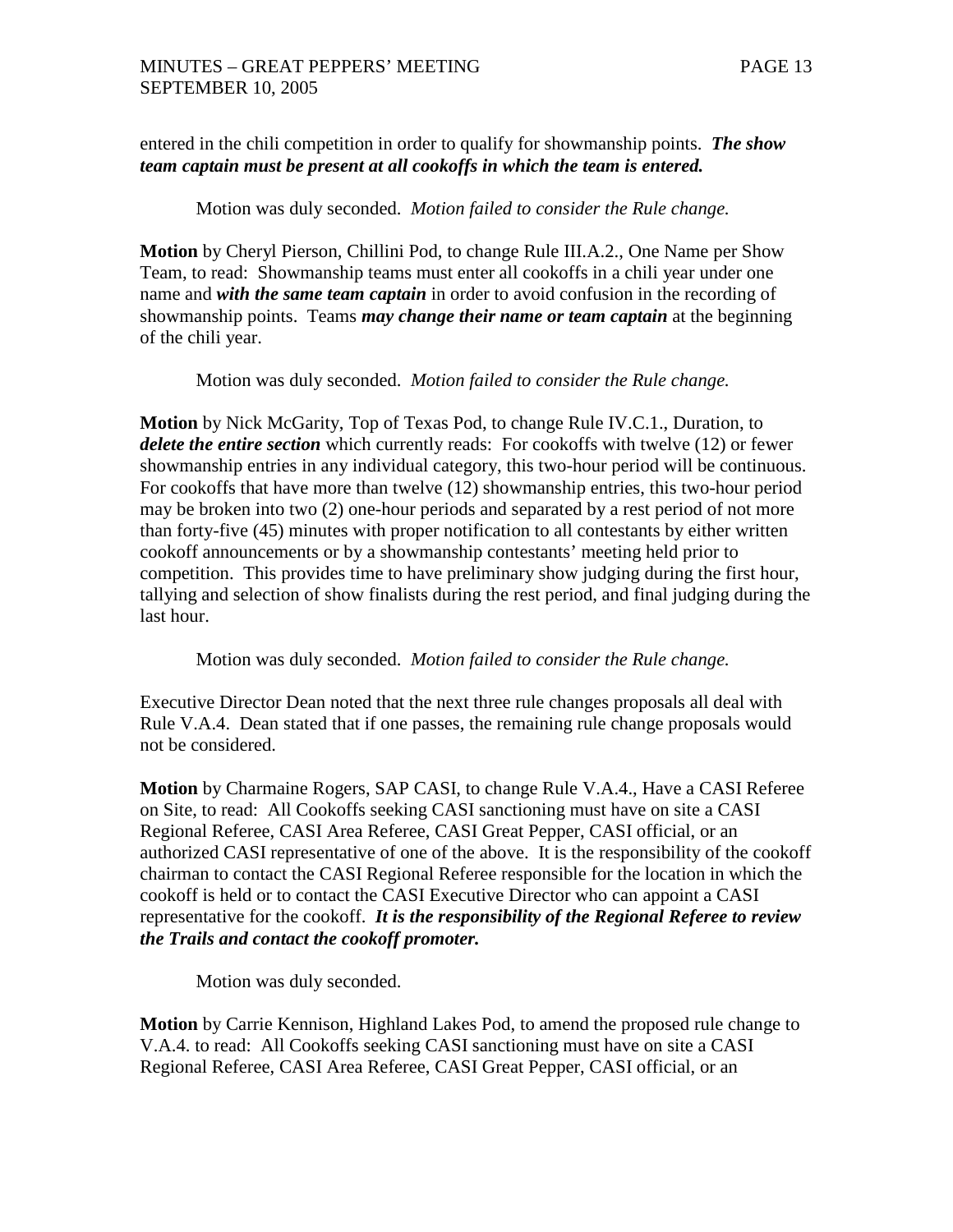entered in the chili competition in order to qualify for showmanship points. ***The show team captain must be present at all cookoffs in which the team is entered.***

Motion was duly seconded. *Motion failed to consider the Rule change.*

**Motion** by Cheryl Pierson, Chillini Pod, to change Rule III.A.2., One Name per Show Team, to read: Showmanship teams must enter all cookoffs in a chili year under one name and ***with the same team captain*** in order to avoid confusion in the recording of showmanship points. Teams ***may change their name or team captain*** at the beginning of the chili year.

Motion was duly seconded. *Motion failed to consider the Rule change.*

**Motion** by Nick McGarity, Top of Texas Pod, to change Rule IV.C.1., Duration, to ***delete the entire section*** which currently reads: For cookoffs with twelve (12) or fewer showmanship entries in any individual category, this two-hour period will be continuous. For cookoffs that have more than twelve (12) showmanship entries, this two-hour period may be broken into two (2) one-hour periods and separated by a rest period of not more than forty-five (45) minutes with proper notification to all contestants by either written cookoff announcements or by a showmanship contestants' meeting held prior to competition. This provides time to have preliminary show judging during the first hour, tallying and selection of show finalists during the rest period, and final judging during the last hour.

Motion was duly seconded. *Motion failed to consider the Rule change.*

Executive Director Dean noted that the next three rule changes proposals all deal with Rule V.A.4. Dean stated that if one passes, the remaining rule change proposals would not be considered.

**Motion** by Charmaine Rogers, SAP CASI, to change Rule V.A.4., Have a CASI Referee on Site, to read: All Cookoffs seeking CASI sanctioning must have on site a CASI Regional Referee, CASI Area Referee, CASI Great Pepper, CASI official, or an authorized CASI representative of one of the above. It is the responsibility of the cookoff chairman to contact the CASI Regional Referee responsible for the location in which the cookoff is held or to contact the CASI Executive Director who can appoint a CASI representative for the cookoff. ***It is the responsibility of the Regional Referee to review the Trails and contact the cookoff promoter.***

Motion was duly seconded.

**Motion** by Carrie Kennison, Highland Lakes Pod, to amend the proposed rule change to V.A.4. to read: All Cookoffs seeking CASI sanctioning must have on site a CASI Regional Referee, CASI Area Referee, CASI Great Pepper, CASI official, or an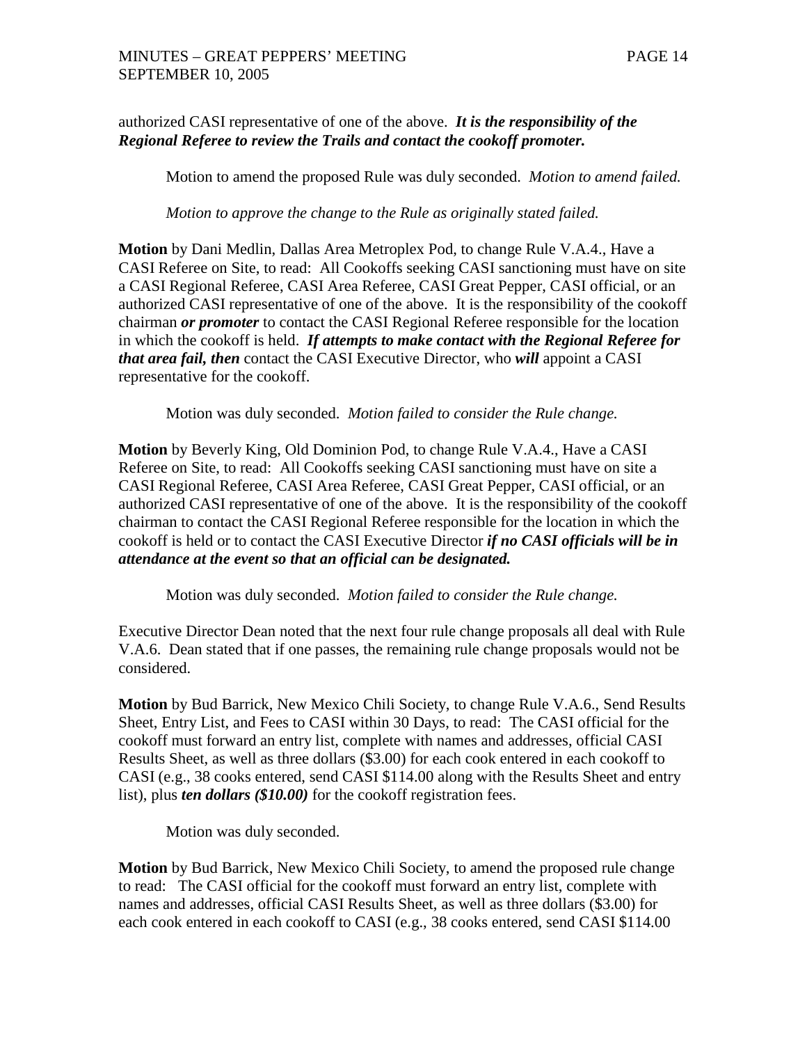authorized CASI representative of one of the above. ***It is the responsibility of the Regional Referee to review the Trails and contact the cookoff promoter.***

Motion to amend the proposed Rule was duly seconded. *Motion to amend failed.*

*Motion to approve the change to the Rule as originally stated failed.*

**Motion** by Dani Medlin, Dallas Area Metroplex Pod, to change Rule V.A.4., Have a CASI Referee on Site, to read: All Cookoffs seeking CASI sanctioning must have on site a CASI Regional Referee, CASI Area Referee, CASI Great Pepper, CASI official, or an authorized CASI representative of one of the above. It is the responsibility of the cookoff chairman ***or promoter*** to contact the CASI Regional Referee responsible for the location in which the cookoff is held. ***If attempts to make contact with the Regional Referee for that area fail, then*** contact the CASI Executive Director, who ***will*** appoint a CASI representative for the cookoff.

Motion was duly seconded. *Motion failed to consider the Rule change.*

**Motion** by Beverly King, Old Dominion Pod, to change Rule V.A.4., Have a CASI Referee on Site, to read: All Cookoffs seeking CASI sanctioning must have on site a CASI Regional Referee, CASI Area Referee, CASI Great Pepper, CASI official, or an authorized CASI representative of one of the above. It is the responsibility of the cookoff chairman to contact the CASI Regional Referee responsible for the location in which the cookoff is held or to contact the CASI Executive Director ***if no CASI officials will be in attendance at the event so that an official can be designated.***

Motion was duly seconded. *Motion failed to consider the Rule change.*

Executive Director Dean noted that the next four rule change proposals all deal with Rule V.A.6. Dean stated that if one passes, the remaining rule change proposals would not be considered.

**Motion** by Bud Barrick, New Mexico Chili Society, to change Rule V.A.6., Send Results Sheet, Entry List, and Fees to CASI within 30 Days, to read: The CASI official for the cookoff must forward an entry list, complete with names and addresses, official CASI Results Sheet, as well as three dollars ($3.00) for each cook entered in each cookoff to CASI (e.g., 38 cooks entered, send CASI $114.00 along with the Results Sheet and entry list), plus ***ten dollars ($10.00)*** for the cookoff registration fees.

Motion was duly seconded.

**Motion** by Bud Barrick, New Mexico Chili Society, to amend the proposed rule change to read: The CASI official for the cookoff must forward an entry list, complete with names and addresses, official CASI Results Sheet, as well as three dollars ($3.00) for each cook entered in each cookoff to CASI (e.g., 38 cooks entered, send CASI $114.00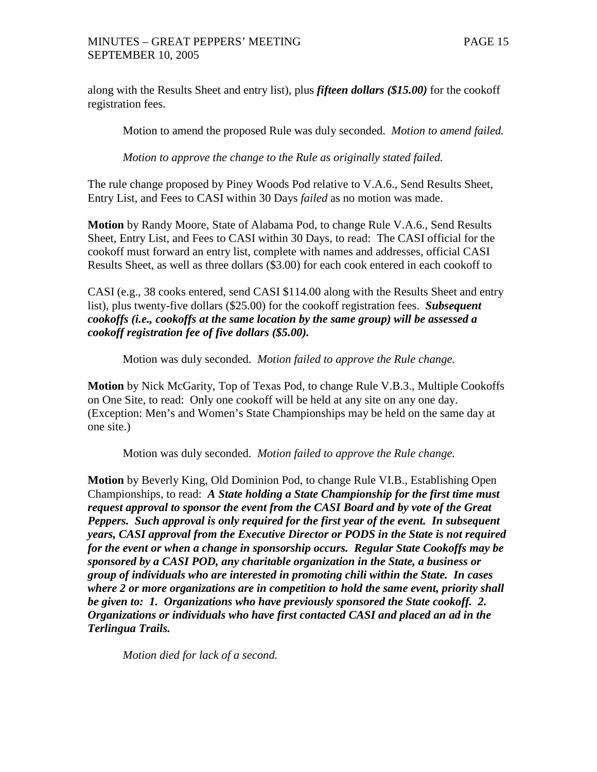along with the Results Sheet and entry list), plus ***fifteen dollars ($15.00)*** for the cookoff registration fees.

Motion to amend the proposed Rule was duly seconded. *Motion to amend failed.*

*Motion to approve the change to the Rule as originally stated failed.*

The rule change proposed by Piney Woods Pod relative to V.A.6., Send Results Sheet, Entry List, and Fees to CASI within 30 Days *failed* as no motion was made.

**Motion** by Randy Moore, State of Alabama Pod, to change Rule V.A.6., Send Results Sheet, Entry List, and Fees to CASI within 30 Days, to read: The CASI official for the cookoff must forward an entry list, complete with names and addresses, official CASI Results Sheet, as well as three dollars ($3.00) for each cook entered in each cookoff to CASI (e.g., 38 cooks entered, send CASI $114.00 along with the Results Sheet and entry list), plus twenty-five dollars ($25.00) for the cookoff registration fees. ***Subsequent cookoffs (i.e., cookoffs at the same location by the same group) will be assessed a cookoff registration fee of five dollars ($5.00).***

Motion was duly seconded. *Motion failed to approve the Rule change.*

**Motion** by Nick McGarity, Top of Texas Pod, to change Rule V.B.3., Multiple Cookoffs on One Site, to read: Only one cookoff will be held at any site on any one day. (Exception: Men's and Women's State Championships may be held on the same day at one site.)

Motion was duly seconded. *Motion failed to approve the Rule change.*

**Motion** by Beverly King, Old Dominion Pod, to change Rule VI.B., Establishing Open Championships, to read: ***A State holding a State Championship for the first time must request approval to sponsor the event from the CASI Board and by vote of the Great Peppers. Such approval is only required for the first year of the event. In subsequent years, CASI approval from the Executive Director or PODS in the State is not required for the event or when a change in sponsorship occurs. Regular State Cookoffs may be sponsored by a CASI POD, any charitable organization in the State, a business or group of individuals who are interested in promoting chili within the State. In cases where 2 or more organizations are in competition to hold the same event, priority shall be given to: 1. Organizations who have previously sponsored the State cookoff. 2. Organizations or individuals who have first contacted CASI and placed an ad in the Terlingua Trails.***

*Motion died for lack of a second.*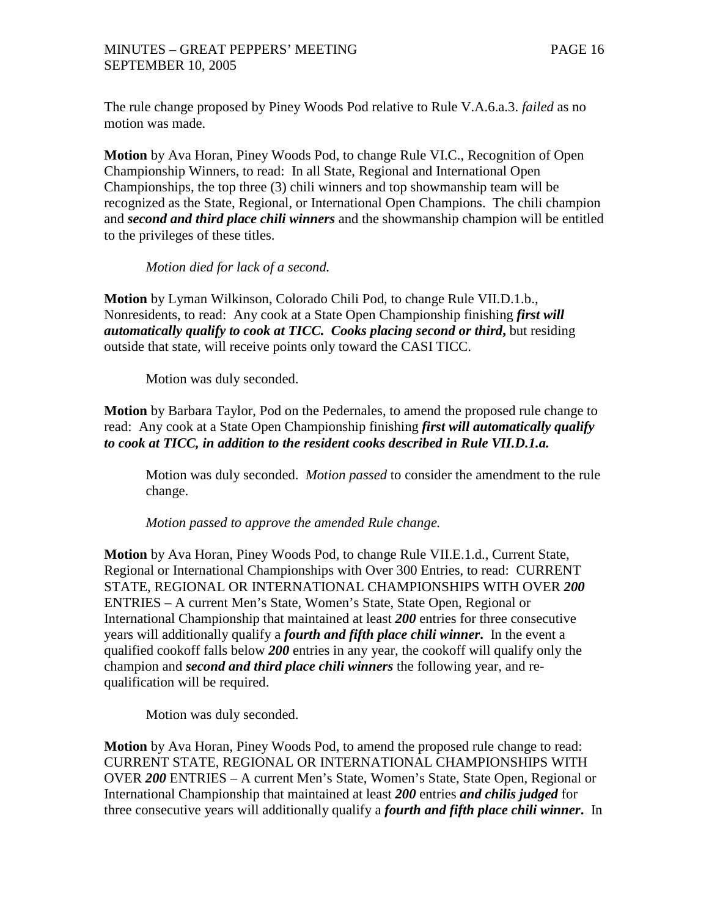The rule change proposed by Piney Woods Pod relative to Rule V.A.6.a.3. *failed* as no motion was made.

**Motion** by Ava Horan, Piney Woods Pod, to change Rule VI.C., Recognition of Open Championship Winners, to read: In all State, Regional and International Open Championships, the top three (3) chili winners and top showmanship team will be recognized as the State, Regional, or International Open Champions. The chili champion and ***second and third place chili winners*** and the showmanship champion will be entitled to the privileges of these titles.

> *Motion died for lack of a second.*

**Motion** by Lyman Wilkinson, Colorado Chili Pod, to change Rule VII.D.1.b., Nonresidents, to read: Any cook at a State Open Championship finishing ***first will automatically qualify to cook at TICC. Cooks placing second or third,*** but residing outside that state, will receive points only toward the CASI TICC.

> Motion was duly seconded.

**Motion** by Barbara Taylor, Pod on the Pedernales, to amend the proposed rule change to read: Any cook at a State Open Championship finishing ***first will automatically qualify to cook at TICC, in addition to the resident cooks described in Rule VII.D.1.a.***

> Motion was duly seconded. *Motion passed* to consider the amendment to the rule change.
>
> *Motion passed to approve the amended Rule change.*

**Motion** by Ava Horan, Piney Woods Pod, to change Rule VII.E.1.d., Current State, Regional or International Championships with Over 300 Entries, to read: CURRENT STATE, REGIONAL OR INTERNATIONAL CHAMPIONSHIPS WITH OVER ***200*** ENTRIES – A current Men's State, Women's State, State Open, Regional or International Championship that maintained at least ***200*** entries for three consecutive years will additionally qualify a ***fourth and fifth place chili winner***. In the event a qualified cookoff falls below ***200*** entries in any year, the cookoff will qualify only the champion and ***second and third place chili winners*** the following year, and re-qualification will be required.

> Motion was duly seconded.

**Motion** by Ava Horan, Piney Woods Pod, to amend the proposed rule change to read: CURRENT STATE, REGIONAL OR INTERNATIONAL CHAMPIONSHIPS WITH OVER ***200*** ENTRIES – A current Men's State, Women's State, State Open, Regional or International Championship that maintained at least ***200*** entries ***and chilis judged*** for three consecutive years will additionally qualify a ***fourth and fifth place chili winner***. In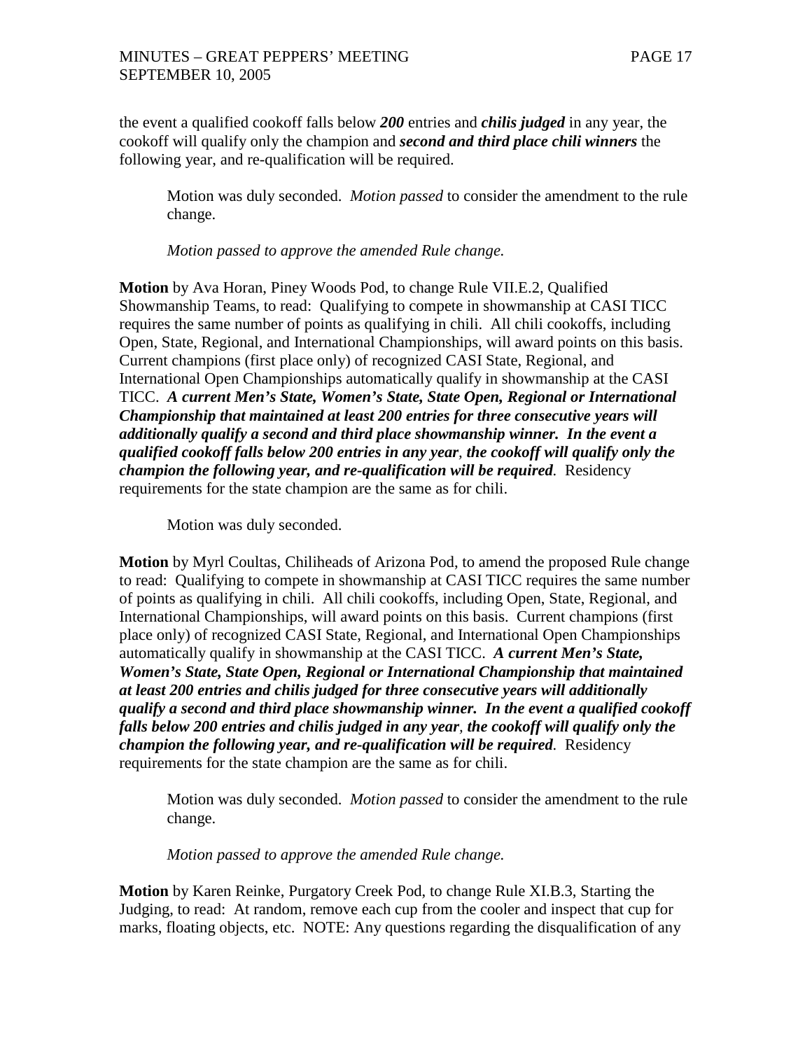the event a qualified cookoff falls below ***200*** entries and ***chilis judged*** in any year, the cookoff will qualify only the champion and ***second and third place chili winners*** the following year, and re-qualification will be required.

> Motion was duly seconded. *Motion passed* to consider the amendment to the rule change.
>
> *Motion passed to approve the amended Rule change.*

**Motion** by Ava Horan, Piney Woods Pod, to change Rule VII.E.2, Qualified Showmanship Teams, to read: Qualifying to compete in showmanship at CASI TICC requires the same number of points as qualifying in chili. All chili cookoffs, including Open, State, Regional, and International Championships, will award points on this basis. Current champions (first place only) of recognized CASI State, Regional, and International Open Championships automatically qualify in showmanship at the CASI TICC. ***A current Men's State, Women's State, State Open, Regional or International Championship that maintained at least 200 entries for three consecutive years will additionally qualify a second and third place showmanship winner. In the event a qualified cookoff falls below 200 entries in any year, the cookoff will qualify only the champion the following year, and re-qualification will be required.*** Residency requirements for the state champion are the same as for chili.

> Motion was duly seconded.

**Motion** by Myrl Coultas, Chiliheads of Arizona Pod, to amend the proposed Rule change to read: Qualifying to compete in showmanship at CASI TICC requires the same number of points as qualifying in chili. All chili cookoffs, including Open, State, Regional, and International Championships, will award points on this basis. Current champions (first place only) of recognized CASI State, Regional, and International Open Championships automatically qualify in showmanship at the CASI TICC. ***A current Men's State, Women's State, State Open, Regional or International Championship that maintained at least 200 entries and chilis judged for three consecutive years will additionally qualify a second and third place showmanship winner. In the event a qualified cookoff falls below 200 entries and chilis judged in any year, the cookoff will qualify only the champion the following year, and re-qualification will be required.*** Residency requirements for the state champion are the same as for chili.

> Motion was duly seconded. *Motion passed* to consider the amendment to the rule change.
>
> *Motion passed to approve the amended Rule change.*

**Motion** by Karen Reinke, Purgatory Creek Pod, to change Rule XI.B.3, Starting the Judging, to read: At random, remove each cup from the cooler and inspect that cup for marks, floating objects, etc. NOTE: Any questions regarding the disqualification of any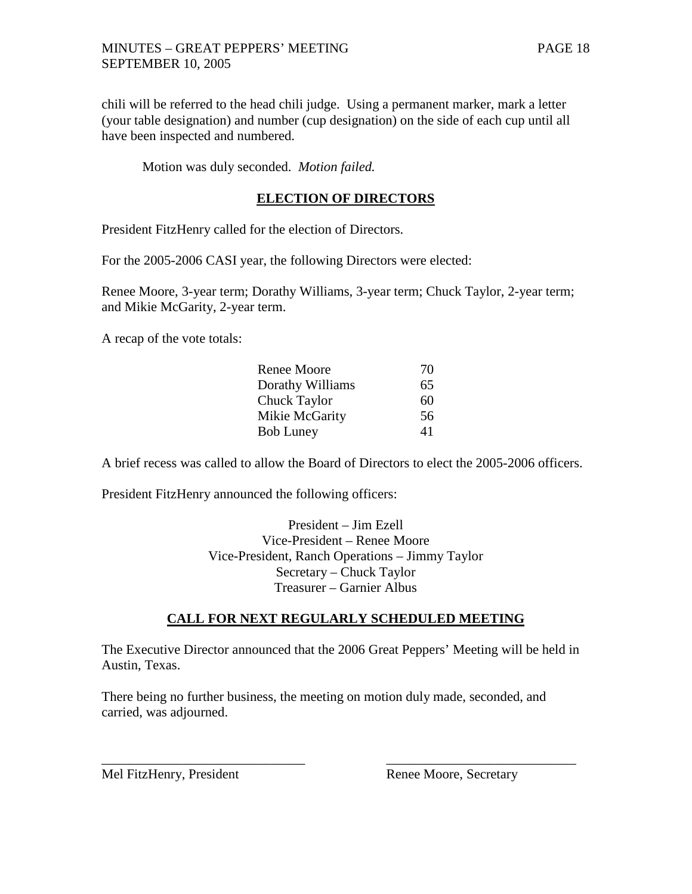chili will be referred to the head chili judge. Using a permanent marker, mark a letter (your table designation) and number (cup designation) on the side of each cup until all have been inspected and numbered.

Motion was duly seconded. *Motion failed.*

## ELECTION OF DIRECTORS

President FitzHenry called for the election of Directors.

For the 2005-2006 CASI year, the following Directors were elected:

Renee Moore, 3-year term; Dorathy Williams, 3-year term; Chuck Taylor, 2-year term; and Mikie McGarity, 2-year term.

A recap of the vote totals:

| | |
|---|---|
| Renee Moore | 70 |
| Dorathy Williams | 65 |
| Chuck Taylor | 60 |
| Mikie McGarity | 56 |
| Bob Luney | 41 |

A brief recess was called to allow the Board of Directors to elect the 2005-2006 officers.

President FitzHenry announced the following officers:

President – Jim Ezell
Vice-President – Renee Moore
Vice-President, Ranch Operations – Jimmy Taylor
Secretary – Chuck Taylor
Treasurer – Garnier Albus

## CALL FOR NEXT REGULARLY SCHEDULED MEETING

The Executive Director announced that the 2006 Great Peppers' Meeting will be held in Austin, Texas.

There being no further business, the meeting on motion duly made, seconded, and carried, was adjourned.

\_\_\_\_\_\_\_\_\_\_\_\_\_\_\_\_\_\_\_\_\_\_\_\_\_\_\_\_\_\_ \_\_\_\_\_\_\_\_\_\_\_\_\_\_\_\_\_\_\_\_\_\_\_\_\_\_\_\_\_\_

Mel FitzHenry, President Renee Moore, Secretary